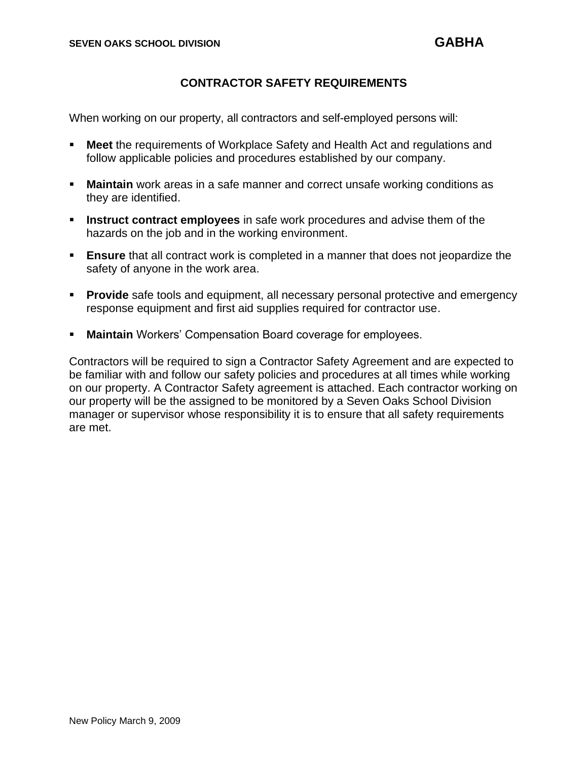SEVEN OAKS SCHOOL DIVISION **GABHA**

## CONTRACTOR SAFETY REQUIREMENTS

When working on our property, all contractors and self-employed persons will:

- **Meet** the requirements of Workplace Safety and Health Act and regulations and follow applicable policies and procedures established by our company.
- **Maintain** work areas in a safe manner and correct unsafe working conditions as they are identified.
- **Instruct contract employees** in safe work procedures and advise them of the hazards on the job and in the working environment.
- **Ensure** that all contract work is completed in a manner that does not jeopardize the safety of anyone in the work area.
- **Provide** safe tools and equipment, all necessary personal protective and emergency response equipment and first aid supplies required for contractor use.
- **Maintain** Workers' Compensation Board coverage for employees.

Contractors will be required to sign a Contractor Safety Agreement and are expected to be familiar with and follow our safety policies and procedures at all times while working on our property. A Contractor Safety agreement is attached. Each contractor working on our property will be the assigned to be monitored by a Seven Oaks School Division manager or supervisor whose responsibility it is to ensure that all safety requirements are met.

New Policy March 9, 2009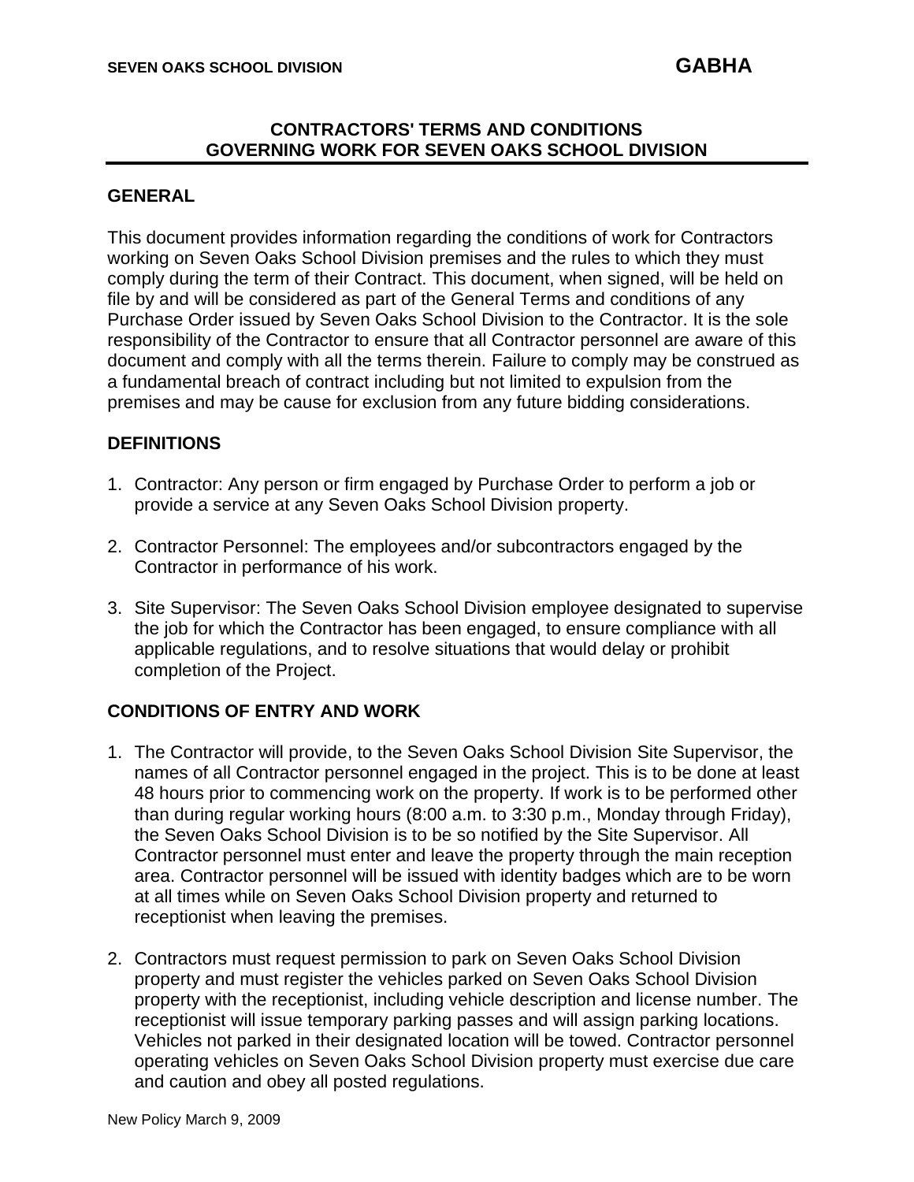## CONTRACTORS' TERMS AND CONDITIONS GOVERNING WORK FOR SEVEN OAKS SCHOOL DIVISION

### GENERAL

This document provides information regarding the conditions of work for Contractors working on Seven Oaks School Division premises and the rules to which they must comply during the term of their Contract. This document, when signed, will be held on file by and will be considered as part of the General Terms and conditions of any Purchase Order issued by Seven Oaks School Division to the Contractor. It is the sole responsibility of the Contractor to ensure that all Contractor personnel are aware of this document and comply with all the terms therein. Failure to comply may be construed as a fundamental breach of contract including but not limited to expulsion from the premises and may be cause for exclusion from any future bidding considerations.

### DEFINITIONS

1. Contractor: Any person or firm engaged by Purchase Order to perform a job or provide a service at any Seven Oaks School Division property.

2. Contractor Personnel: The employees and/or subcontractors engaged by the Contractor in performance of his work.

3. Site Supervisor: The Seven Oaks School Division employee designated to supervise the job for which the Contractor has been engaged, to ensure compliance with all applicable regulations, and to resolve situations that would delay or prohibit completion of the Project.

### CONDITIONS OF ENTRY AND WORK

1. The Contractor will provide, to the Seven Oaks School Division Site Supervisor, the names of all Contractor personnel engaged in the project. This is to be done at least 48 hours prior to commencing work on the property. If work is to be performed other than during regular working hours (8:00 a.m. to 3:30 p.m., Monday through Friday), the Seven Oaks School Division is to be so notified by the Site Supervisor. All Contractor personnel must enter and leave the property through the main reception area. Contractor personnel will be issued with identity badges which are to be worn at all times while on Seven Oaks School Division property and returned to receptionist when leaving the premises.

2. Contractors must request permission to park on Seven Oaks School Division property and must register the vehicles parked on Seven Oaks School Division property with the receptionist, including vehicle description and license number. The receptionist will issue temporary parking passes and will assign parking locations. Vehicles not parked in their designated location will be towed. Contractor personnel operating vehicles on Seven Oaks School Division property must exercise due care and caution and obey all posted regulations.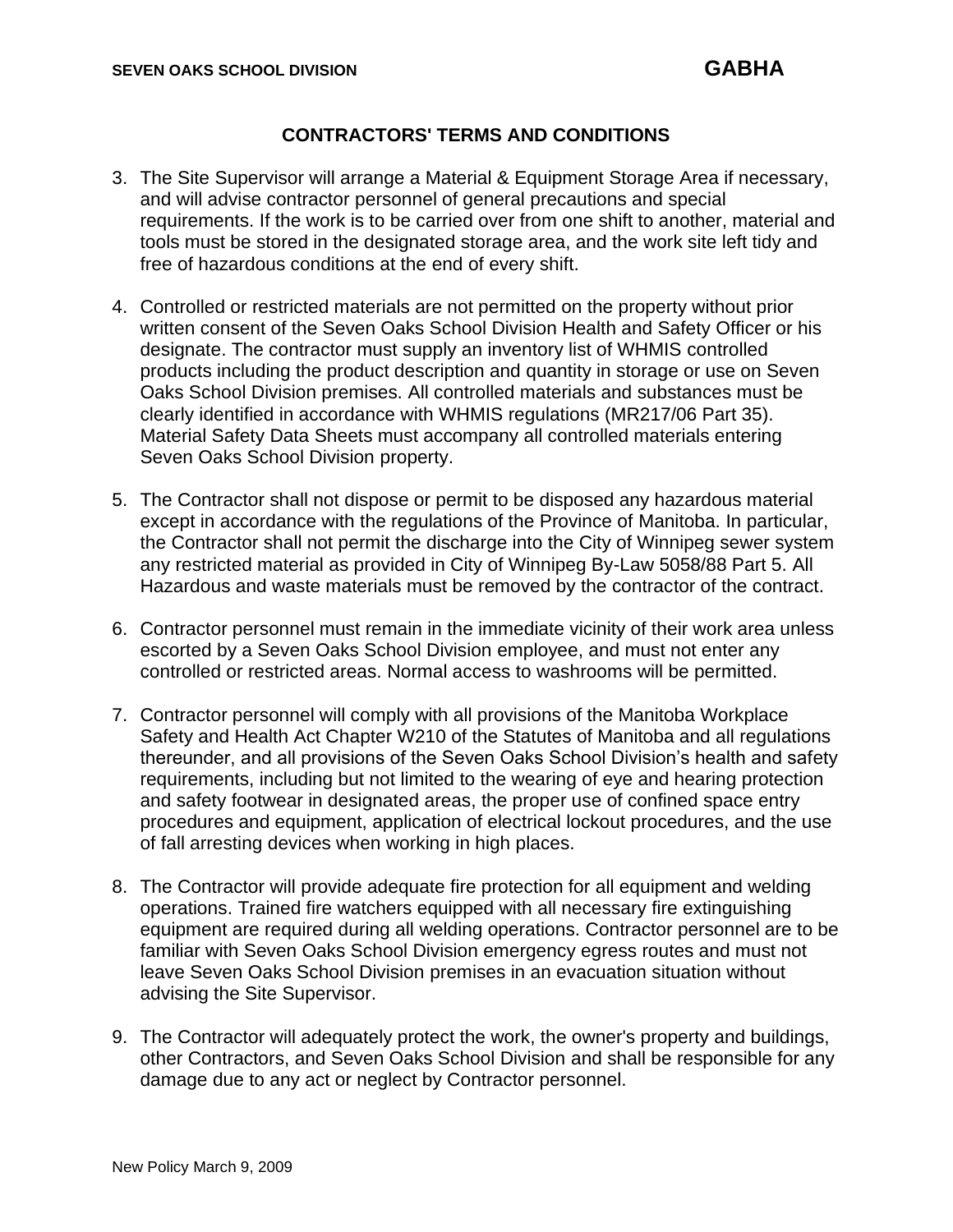## CONTRACTORS' TERMS AND CONDITIONS

3. The Site Supervisor will arrange a Material & Equipment Storage Area if necessary, and will advise contractor personnel of general precautions and special requirements. If the work is to be carried over from one shift to another, material and tools must be stored in the designated storage area, and the work site left tidy and free of hazardous conditions at the end of every shift.

4. Controlled or restricted materials are not permitted on the property without prior written consent of the Seven Oaks School Division Health and Safety Officer or his designate. The contractor must supply an inventory list of WHMIS controlled products including the product description and quantity in storage or use on Seven Oaks School Division premises. All controlled materials and substances must be clearly identified in accordance with WHMIS regulations (MR217/06 Part 35). Material Safety Data Sheets must accompany all controlled materials entering Seven Oaks School Division property.

5. The Contractor shall not dispose or permit to be disposed any hazardous material except in accordance with the regulations of the Province of Manitoba. In particular, the Contractor shall not permit the discharge into the City of Winnipeg sewer system any restricted material as provided in City of Winnipeg By-Law 5058/88 Part 5. All Hazardous and waste materials must be removed by the contractor of the contract.

6. Contractor personnel must remain in the immediate vicinity of their work area unless escorted by a Seven Oaks School Division employee, and must not enter any controlled or restricted areas. Normal access to washrooms will be permitted.

7. Contractor personnel will comply with all provisions of the Manitoba Workplace Safety and Health Act Chapter W210 of the Statutes of Manitoba and all regulations thereunder, and all provisions of the Seven Oaks School Division's health and safety requirements, including but not limited to the wearing of eye and hearing protection and safety footwear in designated areas, the proper use of confined space entry procedures and equipment, application of electrical lockout procedures, and the use of fall arresting devices when working in high places.

8. The Contractor will provide adequate fire protection for all equipment and welding operations. Trained fire watchers equipped with all necessary fire extinguishing equipment are required during all welding operations. Contractor personnel are to be familiar with Seven Oaks School Division emergency egress routes and must not leave Seven Oaks School Division premises in an evacuation situation without advising the Site Supervisor.

9. The Contractor will adequately protect the work, the owner's property and buildings, other Contractors, and Seven Oaks School Division and shall be responsible for any damage due to any act or neglect by Contractor personnel.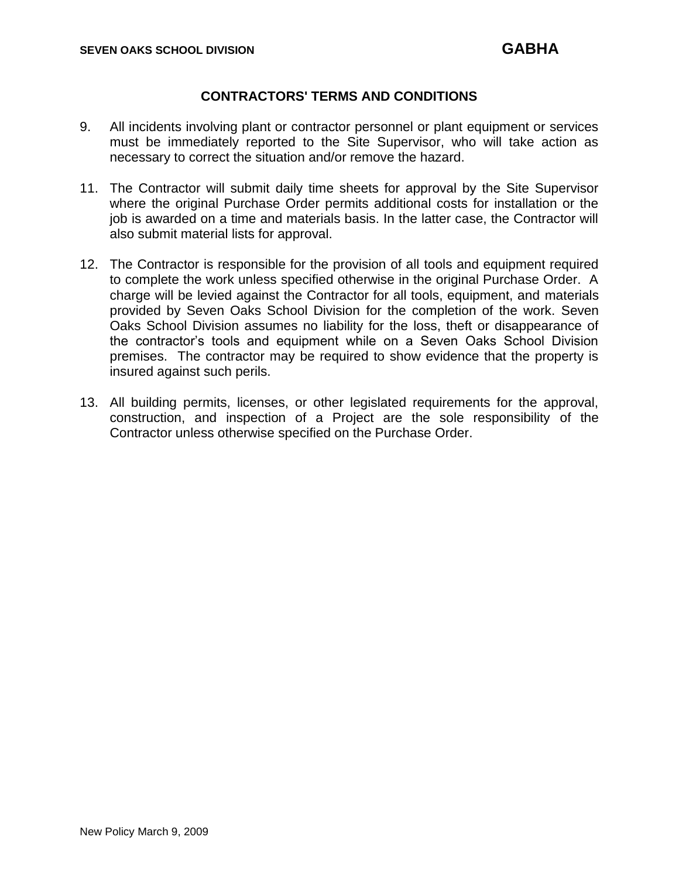## CONTRACTORS' TERMS AND CONDITIONS

9. All incidents involving plant or contractor personnel or plant equipment or services must be immediately reported to the Site Supervisor, who will take action as necessary to correct the situation and/or remove the hazard.

11. The Contractor will submit daily time sheets for approval by the Site Supervisor where the original Purchase Order permits additional costs for installation or the job is awarded on a time and materials basis. In the latter case, the Contractor will also submit material lists for approval.

12. The Contractor is responsible for the provision of all tools and equipment required to complete the work unless specified otherwise in the original Purchase Order. A charge will be levied against the Contractor for all tools, equipment, and materials provided by Seven Oaks School Division for the completion of the work. Seven Oaks School Division assumes no liability for the loss, theft or disappearance of the contractor's tools and equipment while on a Seven Oaks School Division premises. The contractor may be required to show evidence that the property is insured against such perils.

13. All building permits, licenses, or other legislated requirements for the approval, construction, and inspection of a Project are the sole responsibility of the Contractor unless otherwise specified on the Purchase Order.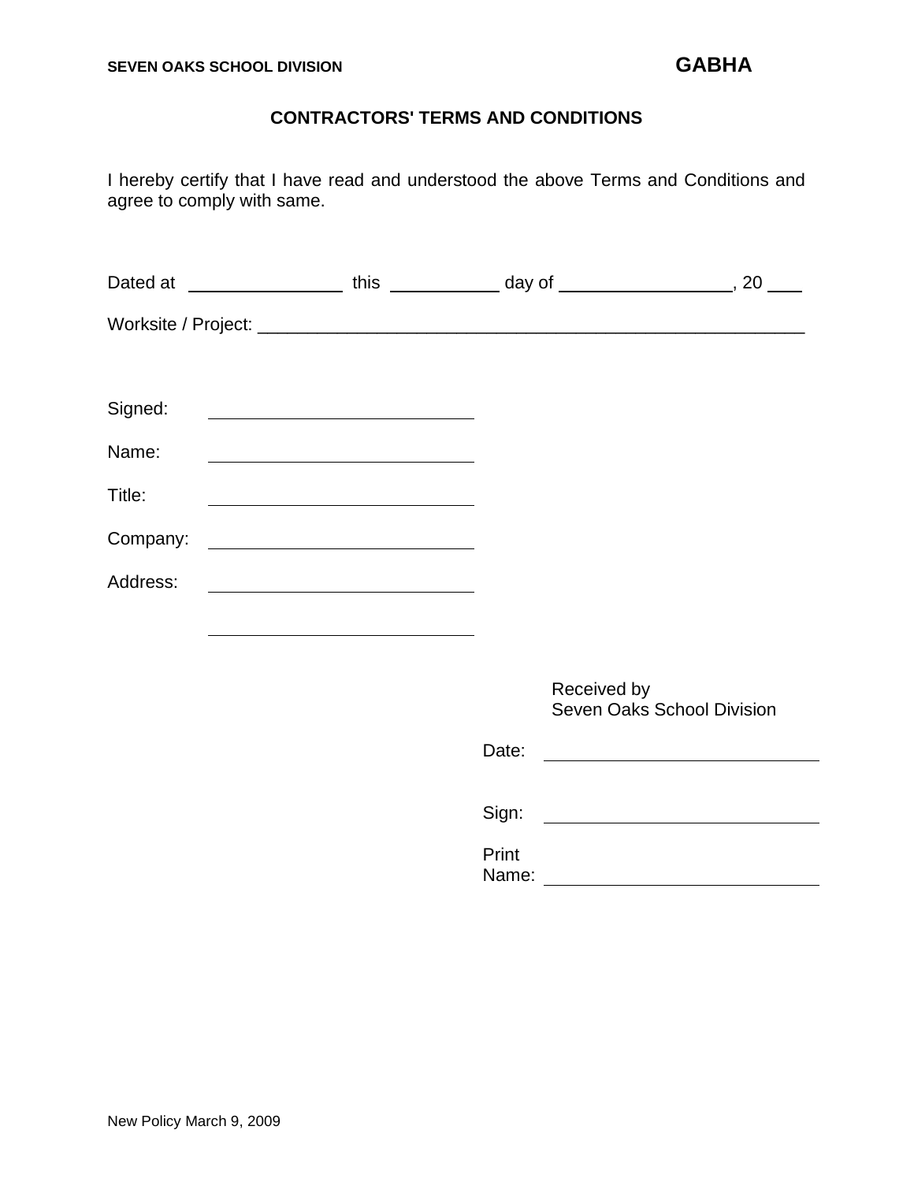**SEVEN OAKS SCHOOL DIVISION** **GABHA**

## CONTRACTORS' TERMS AND CONDITIONS

I hereby certify that I have read and understood the above Terms and Conditions and agree to comply with same.

Dated at ________________ this ___________ day of __________________, 20 ___

Worksite / Project: _________________________________________________________

Signed: ____________________________

Name: ____________________________

Title: ____________________________

Company: ____________________________

Address: ____________________________

____________________________

Received by
Seven Oaks School Division

Date: ____________________________

Sign: ____________________________

Print Name: ____________________________

New Policy March 9, 2009